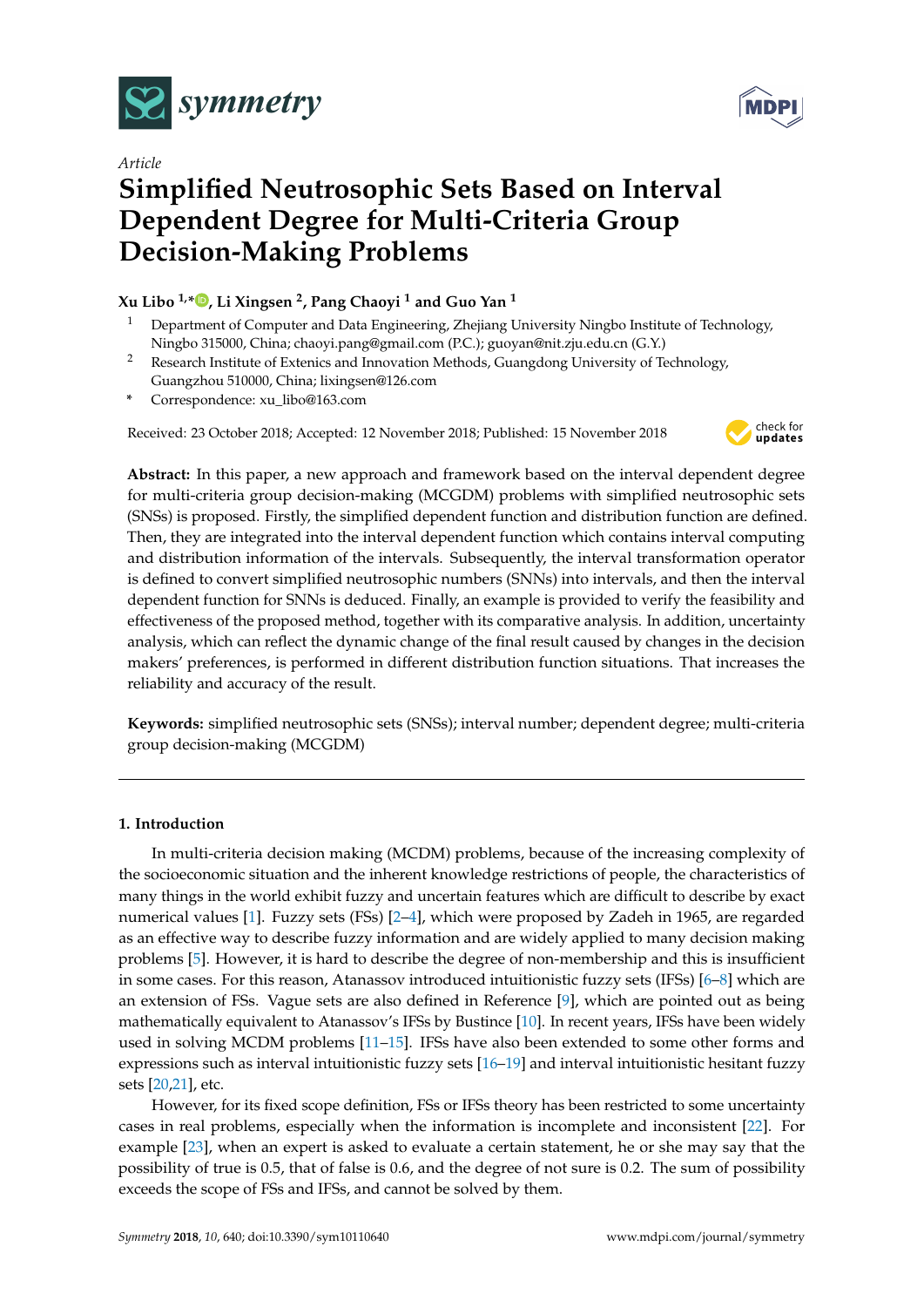*Article*

# Simplified Neutrosophic Sets Based on Interval Dependent Degree for Multi-Criteria Group Decision-Making Problems

**Xu Libo [1,*], Li Xingsen [2], Pang Chaoyi [1] and Guo Yan [1]**

1 Department of Computer and Data Engineering, Zhejiang University Ningbo Institute of Technology, Ningbo 315000, China; chaoyi.pang@gmail.com (P.C.); guoyan@nit.zju.edu.cn (G.Y.)
2 Research Institute of Extenics and Innovation Methods, Guangdong University of Technology, Guangzhou 510000, China; lixingsen@126.com
* Correspondence: xu_libo@163.com

Received: 23 October 2018; Accepted: 12 November 2018; Published: 15 November 2018

**Abstract:** In this paper, a new approach and framework based on the interval dependent degree for multi-criteria group decision-making (MCGDM) problems with simplified neutrosophic sets (SNSs) is proposed. Firstly, the simplified dependent function and distribution function are defined. Then, they are integrated into the interval dependent function which contains interval computing and distribution information of the intervals. Subsequently, the interval transformation operator is defined to convert simplified neutrosophic numbers (SNNs) into intervals, and then the interval dependent function for SNNs is deduced. Finally, an example is provided to verify the feasibility and effectiveness of the proposed method, together with its comparative analysis. In addition, uncertainty analysis, which can reflect the dynamic change of the final result caused by changes in the decision makers' preferences, is performed in different distribution function situations. That increases the reliability and accuracy of the result.

**Keywords:** simplified neutrosophic sets (SNSs); interval number; dependent degree; multi-criteria group decision-making (MCGDM)

## 1. Introduction

In multi-criteria decision making (MCDM) problems, because of the increasing complexity of the socioeconomic situation and the inherent knowledge restrictions of people, the characteristics of many things in the world exhibit fuzzy and uncertain features which are difficult to describe by exact numerical values [1]. Fuzzy sets (FSs) [2–4], which were proposed by Zadeh in 1965, are regarded as an effective way to describe fuzzy information and are widely applied to many decision making problems [5]. However, it is hard to describe the degree of non-membership and this is insufficient in some cases. For this reason, Atanassov introduced intuitionistic fuzzy sets (IFSs) [6–8] which are an extension of FSs. Vague sets are also defined in Reference [9], which are pointed out as being mathematically equivalent to Atanassov's IFSs by Bustince [10]. In recent years, IFSs have been widely used in solving MCDM problems [11–15]. IFSs have also been extended to some other forms and expressions such as interval intuitionistic fuzzy sets [16–19] and interval intuitionistic hesitant fuzzy sets [20,21], etc.

However, for its fixed scope definition, FSs or IFSs theory has been restricted to some uncertainty cases in real problems, especially when the information is incomplete and inconsistent [22]. For example [23], when an expert is asked to evaluate a certain statement, he or she may say that the possibility of true is 0.5, that of false is 0.6, and the degree of not sure is 0.2. The sum of possibility exceeds the scope of FSs and IFSs, and cannot be solved by them.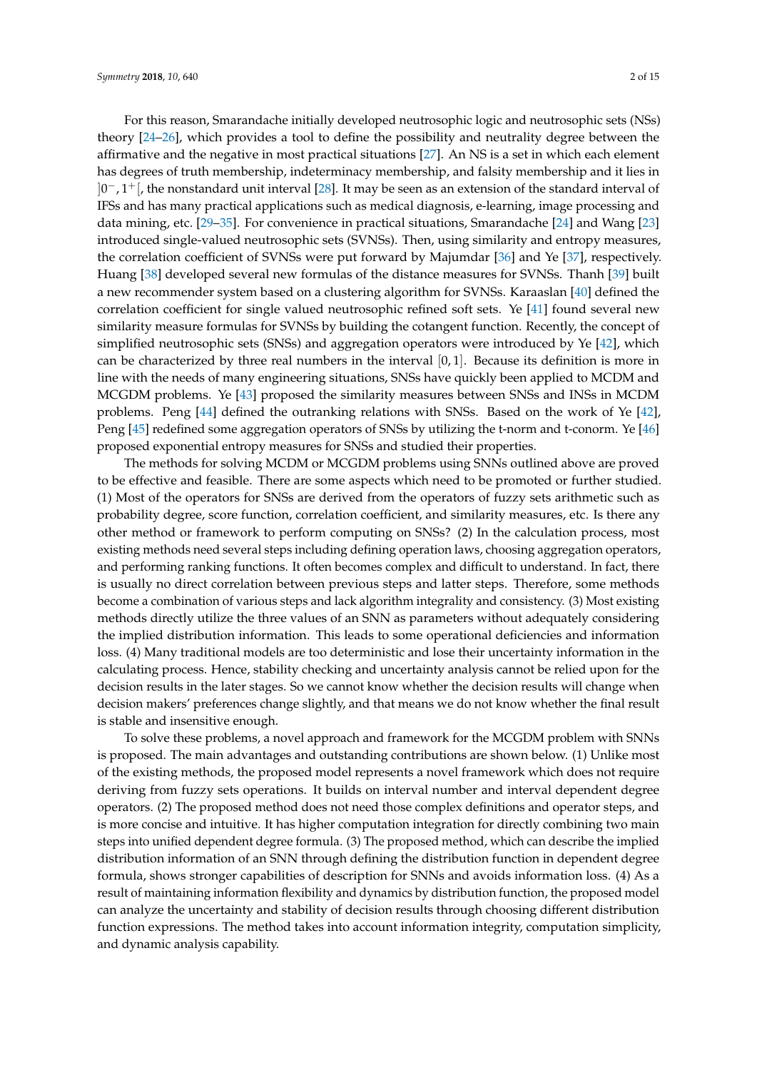For this reason, Smarandache initially developed neutrosophic logic and neutrosophic sets (NSs) theory [24–26], which provides a tool to define the possibility and neutrality degree between the affirmative and the negative in most practical situations [27]. An NS is a set in which each element has degrees of truth membership, indeterminacy membership, and falsity membership and it lies in $]0^-, 1^+[$, the nonstandard unit interval [28]. It may be seen as an extension of the standard interval of IFSs and has many practical applications such as medical diagnosis, e-learning, image processing and data mining, etc. [29–35]. For convenience in practical situations, Smarandache [24] and Wang [23] introduced single-valued neutrosophic sets (SVNSs). Then, using similarity and entropy measures, the correlation coefficient of SVNSs were put forward by Majumdar [36] and Ye [37], respectively. Huang [38] developed several new formulas of the distance measures for SVNSs. Thanh [39] built a new recommender system based on a clustering algorithm for SVNSs. Karaaslan [40] defined the correlation coefficient for single valued neutrosophic refined soft sets. Ye [41] found several new similarity measure formulas for SVNSs by building the cotangent function. Recently, the concept of simplified neutrosophic sets (SNSs) and aggregation operators were introduced by Ye [42], which can be characterized by three real numbers in the interval $[0, 1]$. Because its definition is more in line with the needs of many engineering situations, SNSs have quickly been applied to MCDM and MCGDM problems. Ye [43] proposed the similarity measures between SNSs and INSs in MCDM problems. Peng [44] defined the outranking relations with SNSs. Based on the work of Ye [42], Peng [45] redefined some aggregation operators of SNSs by utilizing the t-norm and t-conorm. Ye [46] proposed exponential entropy measures for SNSs and studied their properties.

The methods for solving MCDM or MCGDM problems using SNNs outlined above are proved to be effective and feasible. There are some aspects which need to be promoted or further studied. (1) Most of the operators for SNSs are derived from the operators of fuzzy sets arithmetic such as probability degree, score function, correlation coefficient, and similarity measures, etc. Is there any other method or framework to perform computing on SNSs? (2) In the calculation process, most existing methods need several steps including defining operation laws, choosing aggregation operators, and performing ranking functions. It often becomes complex and difficult to understand. In fact, there is usually no direct correlation between previous steps and latter steps. Therefore, some methods become a combination of various steps and lack algorithm integrality and consistency. (3) Most existing methods directly utilize the three values of an SNN as parameters without adequately considering the implied distribution information. This leads to some operational deficiencies and information loss. (4) Many traditional models are too deterministic and lose their uncertainty information in the calculating process. Hence, stability checking and uncertainty analysis cannot be relied upon for the decision results in the later stages. So we cannot know whether the decision results will change when decision makers' preferences change slightly, and that means we do not know whether the final result is stable and insensitive enough.

To solve these problems, a novel approach and framework for the MCGDM problem with SNNs is proposed. The main advantages and outstanding contributions are shown below. (1) Unlike most of the existing methods, the proposed model represents a novel framework which does not require deriving from fuzzy sets operations. It builds on interval number and interval dependent degree operators. (2) The proposed method does not need those complex definitions and operator steps, and is more concise and intuitive. It has higher computation integration for directly combining two main steps into unified dependent degree formula. (3) The proposed method, which can describe the implied distribution information of an SNN through defining the distribution function in dependent degree formula, shows stronger capabilities of description for SNNs and avoids information loss. (4) As a result of maintaining information flexibility and dynamics by distribution function, the proposed model can analyze the uncertainty and stability of decision results through choosing different distribution function expressions. The method takes into account information integrity, computation simplicity, and dynamic analysis capability.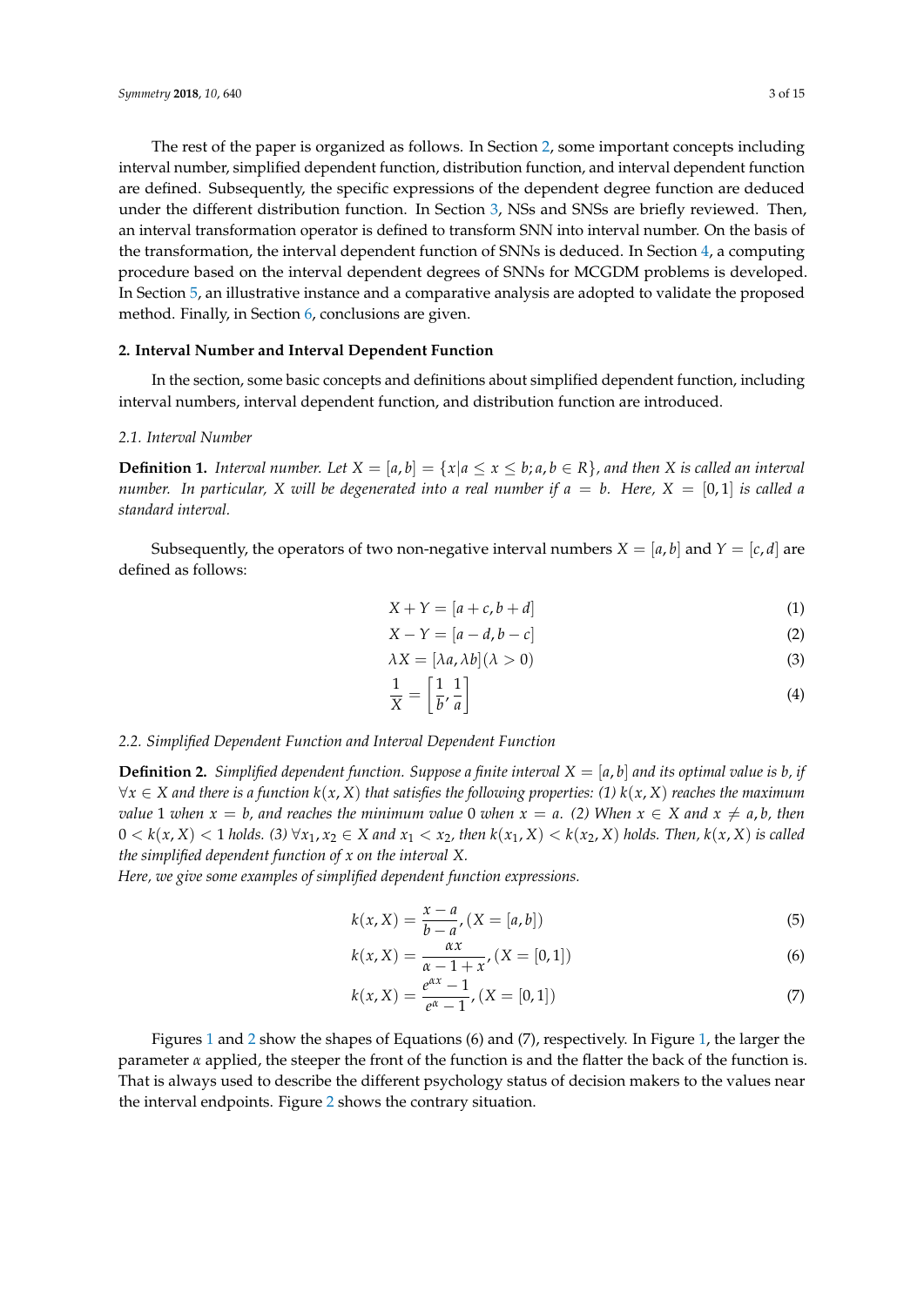The rest of the paper is organized as follows. In Section 2, some important concepts including interval number, simplified dependent function, distribution function, and interval dependent function are defined. Subsequently, the specific expressions of the dependent degree function are deduced under the different distribution function. In Section 3, NSs and SNSs are briefly reviewed. Then, an interval transformation operator is defined to transform SNN into interval number. On the basis of the transformation, the interval dependent function of SNNs is deduced. In Section 4, a computing procedure based on the interval dependent degrees of SNNs for MCGDM problems is developed. In Section 5, an illustrative instance and a comparative analysis are adopted to validate the proposed method. Finally, in Section 6, conclusions are given.

## 2. Interval Number and Interval Dependent Function

In the section, some basic concepts and definitions about simplified dependent function, including interval numbers, interval dependent function, and distribution function are introduced.

### *2.1. Interval Number*

**Definition 1.** *Interval number. Let $X = [a, b] = \{x | a \leq x \leq b; a, b \in R\}$, and then $X$ is called an interval number. In particular, $X$ will be degenerated into a real number if $a = b$. Here, $X = [0, 1]$ is called a standard interval.*

Subsequently, the operators of two non-negative interval numbers $X = [a, b]$ and $Y = [c, d]$ are defined as follows:

$$X + Y = [a + c, b + d] \tag{1}$$

$$X - Y = [a - d, b - c] \tag{2}$$

$$\lambda X = [\lambda a, \lambda b] (\lambda > 0) \tag{3}$$

$$\frac{1}{X} = \left[\frac{1}{b}, \frac{1}{a}\right] \tag{4}$$

### *2.2. Simplified Dependent Function and Interval Dependent Function*

**Definition 2.** *Simplified dependent function. Suppose a finite interval $X = [a, b]$ and its optimal value is $b$, if $\forall x \in X$ and there is a function $k(x, X)$ that satisfies the following properties: (1) $k(x, X)$ reaches the maximum value 1 when $x = b$, and reaches the minimum value 0 when $x = a$. (2) When $x \in X$ and $x \neq a, b$, then $0 < k(x, X) < 1$ holds. (3) $\forall x_1, x_2 \in X$ and $x_1 < x_2$, then $k(x_1, X) < k(x_2, X)$ holds. Then, $k(x, X)$ is called the simplified dependent function of $x$ on the interval $X$.*

*Here, we give some examples of simplified dependent function expressions.*

$$k(x, X) = \frac{x - a}{b - a}, (X = [a, b]) \tag{5}$$

$$k(x, X) = \frac{\alpha x}{\alpha - 1 + x}, (X = [0, 1]) \tag{6}$$

$$k(x, X) = \frac{e^{\alpha x} - 1}{e^{\alpha} - 1}, (X = [0, 1]) \tag{7}$$

Figures 1 and 2 show the shapes of Equations (6) and (7), respectively. In Figure 1, the larger the parameter $\alpha$ applied, the steeper the front of the function is and the flatter the back of the function is. That is always used to describe the different psychology status of decision makers to the values near the interval endpoints. Figure 2 shows the contrary situation.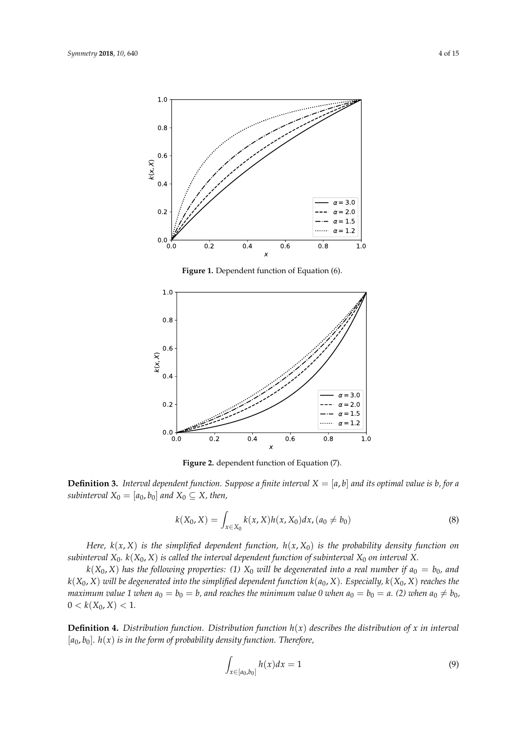Figure 1. Dependent function of Equation (6).

Figure 2. dependent function of Equation (7).

**Definition 3.** *Interval dependent function. Suppose a finite interval $X = [a, b]$ and its optimal value is b, for a subinterval $X_0 = [a_0, b_0]$ and $X_0 \subseteq X$, then,*

$$k(X_0, X) = \int_{x \in X_0} k(x, X) h(x, X_0) dx, (a_0 \neq b_0) \tag{8}$$

*Here, $k(x, X)$ is the simplified dependent function, $h(x, X_0)$ is the probability density function on subinterval $X_0$. $k(X_0, X)$ is called the interval dependent function of subinterval $X_0$ on interval $X$.*

*$k(X_0, X)$ has the following properties: (1) $X_0$ will be degenerated into a real number if $a_0 = b_0$, and $k(X_0, X)$ will be degenerated into the simplified dependent function $k(a_0, X)$. Especially, $k(X_0, X)$ reaches the maximum value 1 when $a_0 = b_0 = b$, and reaches the minimum value 0 when $a_0 = b_0 = a$. (2) when $a_0 \neq b_0$, $0 < k(X_0, X) < 1$.*

**Definition 4.** *Distribution function. Distribution function $h(x)$ describes the distribution of $x$ in interval $[a_0, b_0]$. $h(x)$ is in the form of probability density function. Therefore,*

$$\int_{x \in [a_0, b_0]} h(x) dx = 1 \tag{9}$$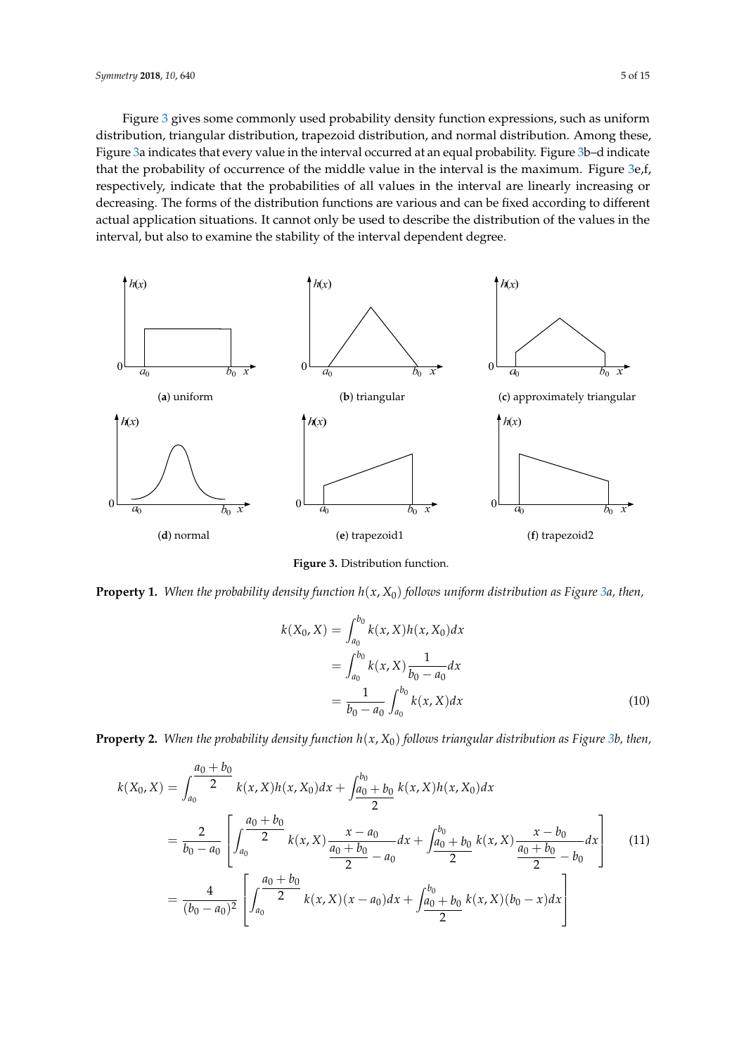Figure 3 gives some commonly used probability density function expressions, such as uniform distribution, triangular distribution, trapezoid distribution, and normal distribution. Among these, Figure 3a indicates that every value in the interval occurred at an equal probability. Figure 3b–d indicate that the probability of occurrence of the middle value in the interval is the maximum. Figure 3e,f, respectively, indicate that the probabilities of all values in the interval are linearly increasing or decreasing. The forms of the distribution functions are various and can be fixed according to different actual application situations. It cannot only be used to describe the distribution of the values in the interval, but also to examine the stability of the interval dependent degree.

(**a**) uniform (**b**) triangular (**c**) approximately triangular

(**d**) normal (**e**) trapezoid1 (**f**) trapezoid2

**Figure 3.** Distribution function.

**Property 1.** *When the probability density function $h(x, X_0)$ follows uniform distribution as Figure 3a, then,*

$$
\begin{aligned}
k(X_0, X) &= \int_{a_0}^{b_0} k(x, X) h(x, X_0) dx \\
&= \int_{a_0}^{b_0} k(x, X) \frac{1}{b_0 - a_0} dx \\
&= \frac{1}{b_0 - a_0} \int_{a_0}^{b_0} k(x, X) dx
\end{aligned} \tag{10}
$$

**Property 2.** *When the probability density function $h(x, X_0)$ follows triangular distribution as Figure 3b, then,*

$$
\begin{aligned}
k(X_0, X) &= \int_{a_0}^{\frac{a_0+b_0}{2}} k(x, X) h(x, X_0) dx + \int_{\frac{a_0+b_0}{2}}^{b_0} k(x, X) h(x, X_0) dx \\
&= \frac{2}{b_0 - a_0} \left[ \int_{a_0}^{\frac{a_0+b_0}{2}} k(x, X) \frac{x - a_0}{\frac{a_0+b_0}{2} - a_0} dx + \int_{\frac{a_0+b_0}{2}}^{b_0} k(x, X) \frac{x - b_0}{\frac{a_0+b_0}{2} - b_0} dx \right] \\
&= \frac{4}{(b_0 - a_0)^2} \left[ \int_{a_0}^{\frac{a_0+b_0}{2}} k(x, X)(x - a_0) dx + \int_{\frac{a_0+b_0}{2}}^{b_0} k(x, X)(b_0 - x) dx \right]
\end{aligned} \tag{11}
$$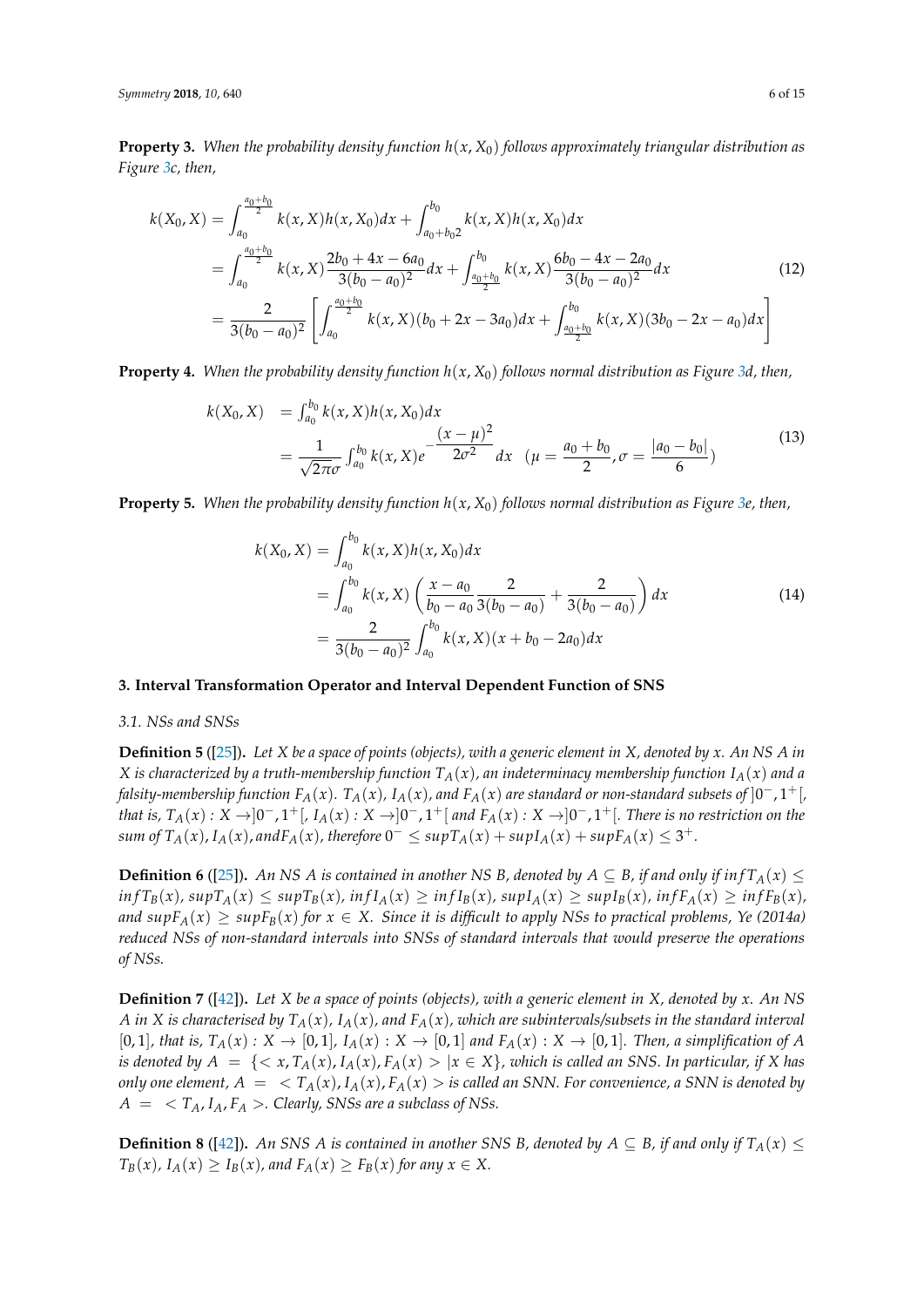**Property 3.** *When the probability density function $h(x, X_0)$ follows approximately triangular distribution as Figure 3c, then,*

$$
\begin{aligned}
k(X_0, X) &= \int_{a_0}^{\frac{a_0+b_0}{2}} k(x, X)h(x, X_0)dx + \int_{a_0+b_0 2}^{b_0} k(x, X)h(x, X_0)dx \\
&= \int_{a_0}^{\frac{a_0+b_0}{2}} k(x, X)\frac{2b_0 + 4x - 6a_0}{3(b_0 - a_0)^2}dx + \int_{\frac{a_0+b_0}{2}}^{b_0} k(x, X)\frac{6b_0 - 4x - 2a_0}{3(b_0 - a_0)^2}dx \\
&= \frac{2}{3(b_0 - a_0)^2}\left[\int_{a_0}^{\frac{a_0+b_0}{2}} k(x, X)(b_0 + 2x - 3a_0)dx + \int_{\frac{a_0+b_0}{2}}^{b_0} k(x, X)(3b_0 - 2x - a_0)dx\right]
\end{aligned}
\tag{12}
$$

**Property 4.** *When the probability density function $h(x, X_0)$ follows normal distribution as Figure 3d, then,*

$$
\begin{aligned}
k(X_0, X) &= \int_{a_0}^{b_0} k(x, X)h(x, X_0)dx \\
&= \frac{1}{\sqrt{2\pi}\sigma}\int_{a_0}^{b_0} k(x, X)e^{-\frac{(x-\mu)^2}{2\sigma^2}}dx \quad (\mu = \frac{a_0 + b_0}{2}, \sigma = \frac{|a_0 - b_0|}{6})
\end{aligned}
\tag{13}
$$

**Property 5.** *When the probability density function $h(x, X_0)$ follows normal distribution as Figure 3e, then,*

$$
\begin{aligned}
k(X_0, X) &= \int_{a_0}^{b_0} k(x, X)h(x, X_0)dx \\
&= \int_{a_0}^{b_0} k(x, X)\left(\frac{x - a_0}{b_0 - a_0}\frac{2}{3(b_0 - a_0)} + \frac{2}{3(b_0 - a_0)}\right)dx \\
&= \frac{2}{3(b_0 - a_0)^2}\int_{a_0}^{b_0} k(x, X)(x + b_0 - 2a_0)dx
\end{aligned}
\tag{14}
$$

## 3. Interval Transformation Operator and Interval Dependent Function of SNS

### 3.1. NSs and SNSs

**Definition 5** ([25]). *Let $X$ be a space of points (objects), with a generic element in $X$, denoted by $x$. An NS $A$ in $X$ is characterized by a truth-membership function $T_A(x)$, an indeterminacy membership function $I_A(x)$ and a falsity-membership function $F_A(x)$. $T_A(x)$, $I_A(x)$, and $F_A(x)$ are standard or non-standard subsets of $]0^-, 1^+[$, that is, $T_A(x) : X \to ]0^-, 1^+[$, $I_A(x) : X \to ]0^-, 1^+[$ and $F_A(x) : X \to ]0^-, 1^+[$. There is no restriction on the sum of $T_A(x), I_A(x),$ and $F_A(x)$, therefore $0^- \leq supT_A(x) + supI_A(x) + supF_A(x) \leq 3^+$.*

**Definition 6** ([25]). *An NS $A$ is contained in another NS $B$, denoted by $A \subseteq B$, if and only if $infT_A(x) \leq infT_B(x)$, $supT_A(x) \leq supT_B(x)$, $infI_A(x) \geq infI_B(x)$, $supI_A(x) \geq supI_B(x)$, $infF_A(x) \geq infF_B(x)$, and $supF_A(x) \geq supF_B(x)$ for $x \in X$. Since it is difficult to apply NSs to practical problems, Ye (2014a) reduced NSs of non-standard intervals into SNSs of standard intervals that would preserve the operations of NSs.*

**Definition 7** ([42]). *Let $X$ be a space of points (objects), with a generic element in $X$, denoted by $x$. An NS $A$ in $X$ is characterised by $T_A(x)$, $I_A(x)$, and $F_A(x)$, which are subintervals/subsets in the standard interval $[0, 1]$, that is, $T_A(x) : X \to [0, 1]$, $I_A(x) : X \to [0, 1]$ and $F_A(x) : X \to [0, 1]$. Then, a simplification of $A$ is denoted by $A = \{< x, T_A(x), I_A(x), F_A(x) > | x \in X\}$, which is called an SNS. In particular, if $X$ has only one element, $A = < T_A(x), I_A(x), F_A(x) >$ is called an SNN. For convenience, a SNN is denoted by $A = < T_A, I_A, F_A >$. Clearly, SNSs are a subclass of NSs.*

**Definition 8** ([42]). *An SNS $A$ is contained in another SNS $B$, denoted by $A \subseteq B$, if and only if $T_A(x) \leq T_B(x)$, $I_A(x) \geq I_B(x)$, and $F_A(x) \geq F_B(x)$ for any $x \in X$.*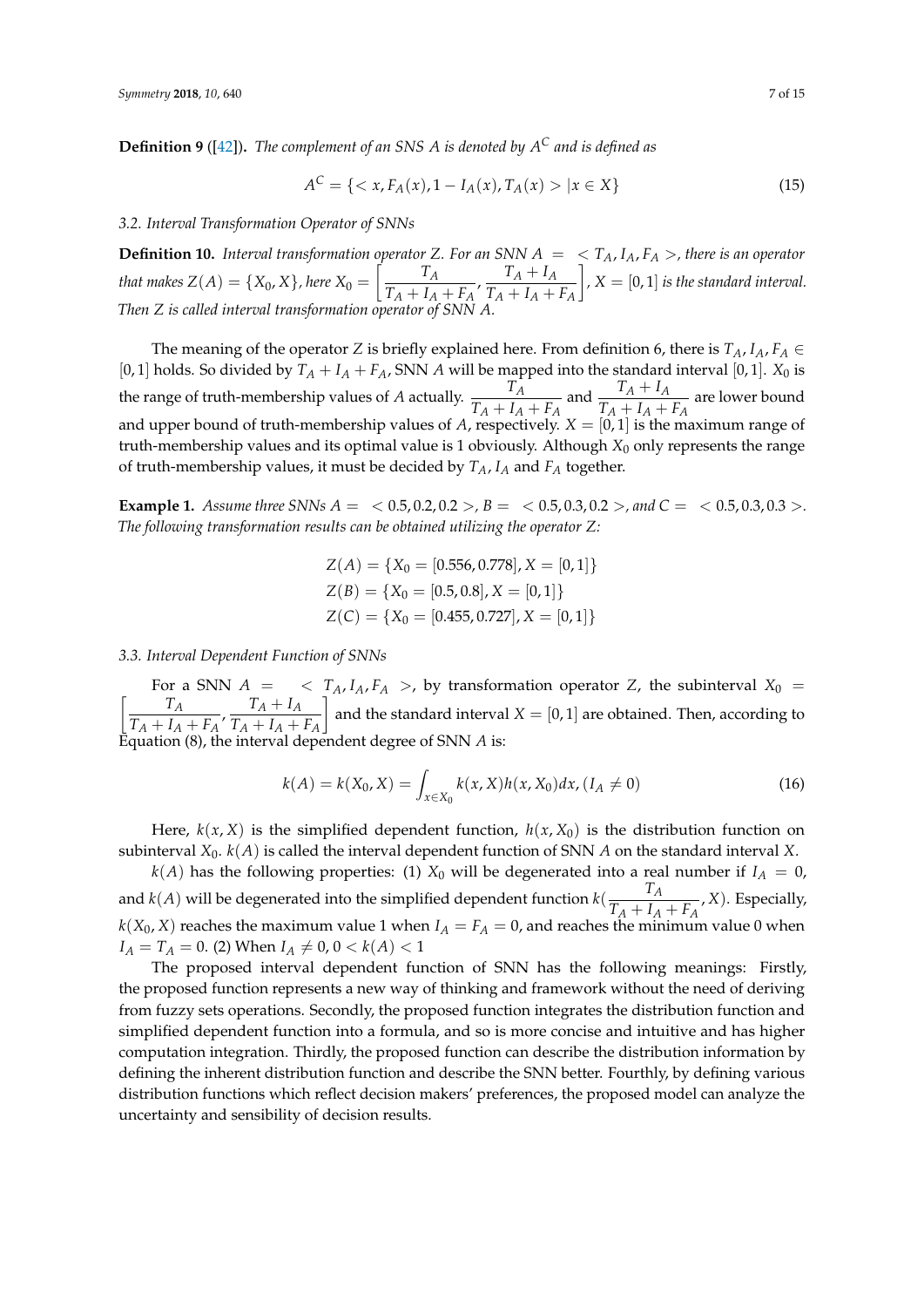**Definition 9** ([42])**.** *The complement of an SNS $A$ is denoted by $A^C$ and is defined as*

$$A^C = \{< x, F_A(x), 1 - I_A(x), T_A(x) > | x \in X\} \tag{15}$$

### 3.2. Interval Transformation Operator of SNNs

**Definition 10.** *Interval transformation operator $Z$. For an SNN $A = < T_A, I_A, F_A >$, there is an operator that makes $Z(A) = \{X_0, X\}$, here $X_0 = \left[\frac{T_A}{T_A + I_A + F_A}, \frac{T_A + I_A}{T_A + I_A + F_A}\right]$, $X = [0, 1]$ is the standard interval. Then $Z$ is called interval transformation operator of SNN $A$.*

The meaning of the operator $Z$ is briefly explained here. From definition 6, there is $T_A, I_A, F_A \in [0, 1]$ holds. So divided by $T_A + I_A + F_A$, SNN $A$ will be mapped into the standard interval $[0, 1]$. $X_0$ is the range of truth-membership values of $A$ actually. $\frac{T_A}{T_A + I_A + F_A}$ and $\frac{T_A + I_A}{T_A + I_A + F_A}$ are lower bound and upper bound of truth-membership values of $A$, respectively. $X = [0, 1]$ is the maximum range of truth-membership values and its optimal value is 1 obviously. Although $X_0$ only represents the range of truth-membership values, it must be decided by $T_A$, $I_A$ and $F_A$ together.

**Example 1.** *Assume three SNNs $A = < 0.5, 0.2, 0.2 >$, $B = < 0.5, 0.3, 0.2 >$, and $C = < 0.5, 0.3, 0.3 >$. The following transformation results can be obtained utilizing the operator $Z$:*

$$Z(A) = \{X_0 = [0.556, 0.778], X = [0, 1]\}$$
$$Z(B) = \{X_0 = [0.5, 0.8], X = [0, 1]\}$$
$$Z(C) = \{X_0 = [0.455, 0.727], X = [0, 1]\}$$

### 3.3. Interval Dependent Function of SNNs

For a SNN $A = < T_A, I_A, F_A >$, by transformation operator $Z$, the subinterval $X_0 = \left[\frac{T_A}{T_A + I_A + F_A}, \frac{T_A + I_A}{T_A + I_A + F_A}\right]$ and the standard interval $X = [0, 1]$ are obtained. Then, according to Equation (8), the interval dependent degree of SNN $A$ is:

$$k(A) = k(X_0, X) = \int_{x \in X_0} k(x, X) h(x, X_0) dx, (I_A \neq 0) \tag{16}$$

Here, $k(x, X)$ is the simplified dependent function, $h(x, X_0)$ is the distribution function on subinterval $X_0$. $k(A)$ is called the interval dependent function of SNN $A$ on the standard interval $X$.

$k(A)$ has the following properties: (1) $X_0$ will be degenerated into a real number if $I_A = 0$, and $k(A)$ will be degenerated into the simplified dependent function $k(\frac{T_A}{T_A + I_A + F_A}, X)$. Especially, $k(X_0, X)$ reaches the maximum value 1 when $I_A = F_A = 0$, and reaches the minimum value 0 when $I_A = T_A = 0$. (2) When $I_A \neq 0$, $0 < k(A) < 1$

The proposed interval dependent function of SNN has the following meanings: Firstly, the proposed function represents a new way of thinking and framework without the need of deriving from fuzzy sets operations. Secondly, the proposed function integrates the distribution function and simplified dependent function into a formula, and so is more concise and intuitive and has higher computation integration. Thirdly, the proposed function can describe the distribution information by defining the inherent distribution function and describe the SNN better. Fourthly, by defining various distribution functions which reflect decision makers' preferences, the proposed model can analyze the uncertainty and sensibility of decision results.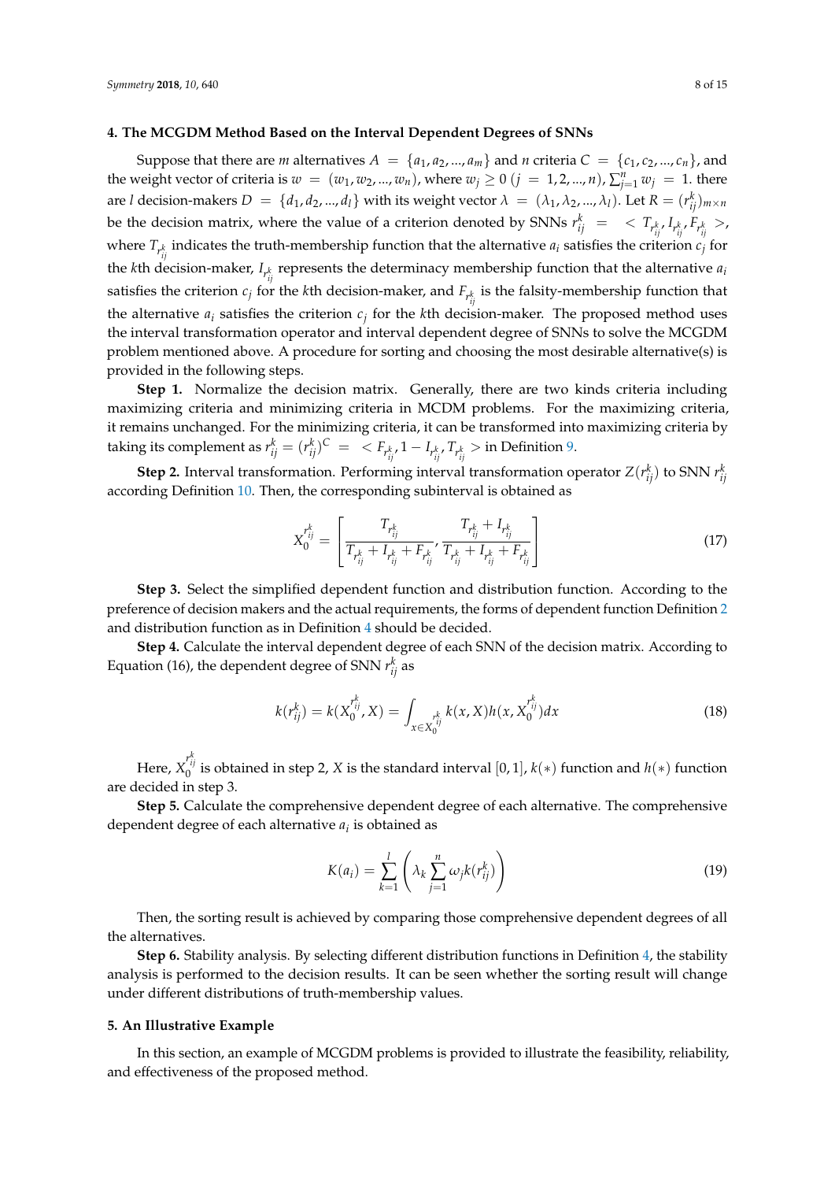## 4. The MCGDM Method Based on the Interval Dependent Degrees of SNNs

Suppose that there are $m$ alternatives $A = \{a_1, a_2, \ldots, a_m\}$ and $n$ criteria $C = \{c_1, c_2, \ldots, c_n\}$, and the weight vector of criteria is $w = (w_1, w_2, \ldots, w_n)$, where $w_j \geq 0$ $(j = 1, 2, \ldots, n)$, $\sum_{j=1}^{n} w_j = 1$. there are $l$ decision-makers $D = \{d_1, d_2, \ldots, d_l\}$ with its weight vector $\lambda = (\lambda_1, \lambda_2, \ldots, \lambda_l)$. Let $R = (r_{ij}^k)_{m \times n}$ be the decision matrix, where the value of a criterion denoted by SNNs $r_{ij}^k = \, < T_{r_{ij}^k}, I_{r_{ij}^k}, F_{r_{ij}^k} >$, where $T_{r_{ij}^k}$ indicates the truth-membership function that the alternative $a_i$ satisfies the criterion $c_j$ for the $k$th decision-maker, $I_{r_{ij}^k}$ represents the determinacy membership function that the alternative $a_i$ satisfies the criterion $c_j$ for the $k$th decision-maker, and $F_{r_{ij}^k}$ is the falsity-membership function that the alternative $a_i$ satisfies the criterion $c_j$ for the $k$th decision-maker. The proposed method uses the interval transformation operator and interval dependent degree of SNNs to solve the MCGDM problem mentioned above. A procedure for sorting and choosing the most desirable alternative(s) is provided in the following steps.

**Step 1.** Normalize the decision matrix. Generally, there are two kinds criteria including maximizing criteria and minimizing criteria in MCDM problems. For the maximizing criteria, it remains unchanged. For the minimizing criteria, it can be transformed into maximizing criteria by taking its complement as $r_{ij}^k = (r_{ij}^k)^C = \, < F_{r_{ij}^k}, 1 - I_{r_{ij}^k}, T_{r_{ij}^k} >$ in Definition 9.

**Step 2.** Interval transformation. Performing interval transformation operator $Z(r_{ij}^k)$ to SNN $r_{ij}^k$ according Definition 10. Then, the corresponding subinterval is obtained as

$$X_0^{r_{ij}^k} = \left[ \frac{T_{r_{ij}^k}}{T_{r_{ij}^k} + I_{r_{ij}^k} + F_{r_{ij}^k}}, \frac{T_{r_{ij}^k} + I_{r_{ij}^k}}{T_{r_{ij}^k} + I_{r_{ij}^k} + F_{r_{ij}^k}} \right] \tag{17}$$

**Step 3.** Select the simplified dependent function and distribution function. According to the preference of decision makers and the actual requirements, the forms of dependent function Definition 2 and distribution function as in Definition 4 should be decided.

**Step 4.** Calculate the interval dependent degree of each SNN of the decision matrix. According to Equation (16), the dependent degree of SNN $r_{ij}^k$ as

$$k(r_{ij}^k) = k(X_0^{r_{ij}^k}, X) = \int_{x \in X_0^{r_{ij}^k}} k(x, X) h(x, X_0^{r_{ij}^k}) dx \tag{18}$$

Here, $X_0^{r_{ij}^k}$ is obtained in step 2, $X$ is the standard interval $[0, 1]$, $k(*)$ function and $h(*)$ function are decided in step 3.

**Step 5.** Calculate the comprehensive dependent degree of each alternative. The comprehensive dependent degree of each alternative $a_i$ is obtained as

$$K(a_i) = \sum_{k=1}^{l} \left( \lambda_k \sum_{j=1}^{n} \omega_j k(r_{ij}^k) \right) \tag{19}$$

Then, the sorting result is achieved by comparing those comprehensive dependent degrees of all the alternatives.

**Step 6.** Stability analysis. By selecting different distribution functions in Definition 4, the stability analysis is performed to the decision results. It can be seen whether the sorting result will change under different distributions of truth-membership values.

## 5. An Illustrative Example

In this section, an example of MCGDM problems is provided to illustrate the feasibility, reliability, and effectiveness of the proposed method.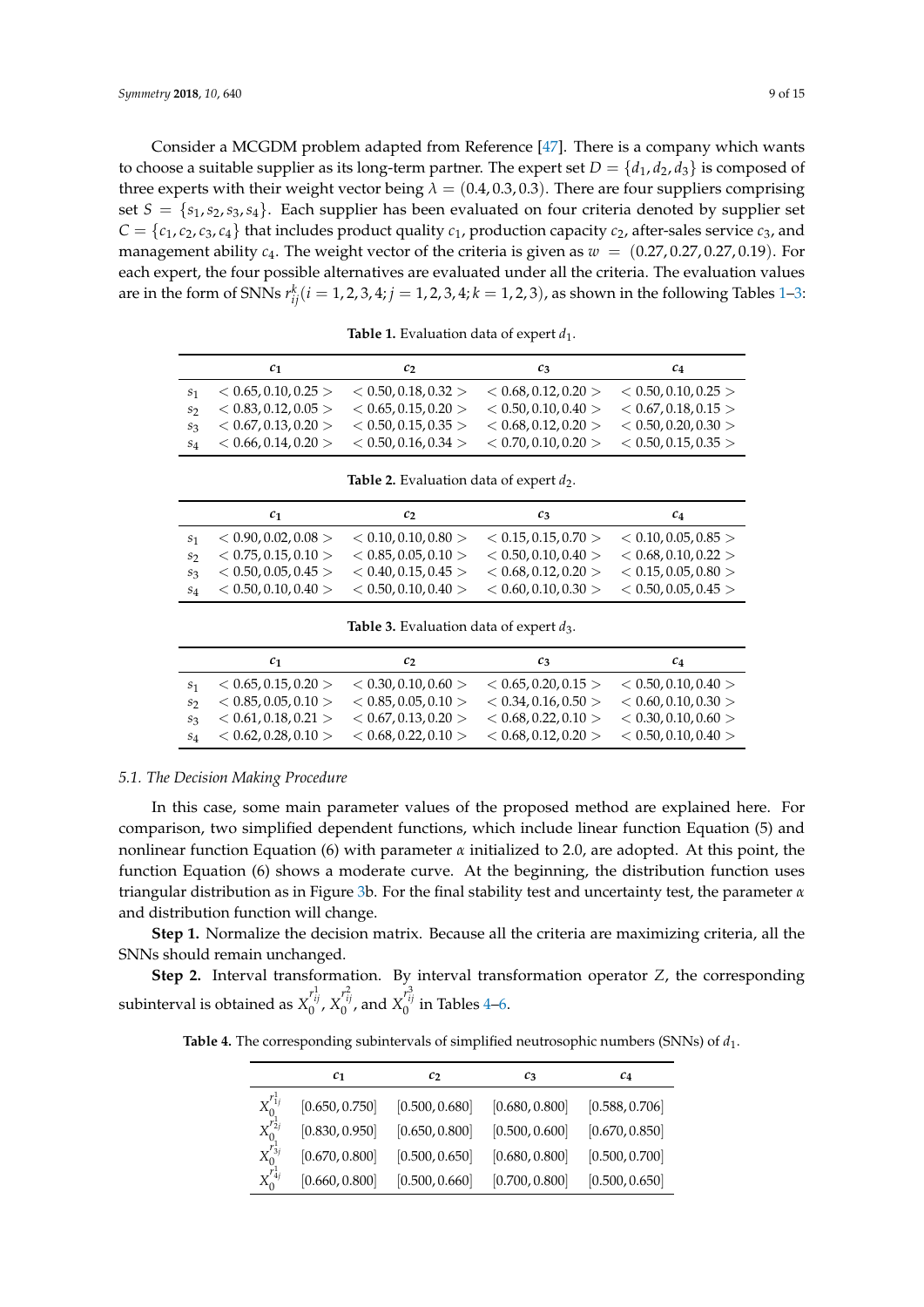Consider a MCGDM problem adapted from Reference [47]. There is a company which wants to choose a suitable supplier as its long-term partner. The expert set $D = \{d_1, d_2, d_3\}$ is composed of three experts with their weight vector being $\lambda = (0.4, 0.3, 0.3)$. There are four suppliers comprising set $S = \{s_1, s_2, s_3, s_4\}$. Each supplier has been evaluated on four criteria denoted by supplier set $C = \{c_1, c_2, c_3, c_4\}$ that includes product quality $c_1$, production capacity $c_2$, after-sales service $c_3$, and management ability $c_4$. The weight vector of the criteria is given as $w = (0.27, 0.27, 0.27, 0.19)$. For each expert, the four possible alternatives are evaluated under all the criteria. The evaluation values are in the form of SNNs $r_{ij}^k (i = 1, 2, 3, 4; j = 1, 2, 3, 4; k = 1, 2, 3)$, as shown in the following Tables 1–3:

**Table 1.** Evaluation data of expert $d_1$.

| | $c_1$ | $c_2$ | $c_3$ | $c_4$ |
|---|---|---|---|---|
| $s_1$ | $< 0.65, 0.10, 0.25 >$ | $< 0.50, 0.18, 0.32 >$ | $< 0.68, 0.12, 0.20 >$ | $< 0.50, 0.10, 0.25 >$ |
| $s_2$ | $< 0.83, 0.12, 0.05 >$ | $< 0.65, 0.15, 0.20 >$ | $< 0.50, 0.10, 0.40 >$ | $< 0.67, 0.18, 0.15 >$ |
| $s_3$ | $< 0.67, 0.13, 0.20 >$ | $< 0.50, 0.15, 0.35 >$ | $< 0.68, 0.12, 0.20 >$ | $< 0.50, 0.20, 0.30 >$ |
| $s_4$ | $< 0.66, 0.14, 0.20 >$ | $< 0.50, 0.16, 0.34 >$ | $< 0.70, 0.10, 0.20 >$ | $< 0.50, 0.15, 0.35 >$ |

**Table 2.** Evaluation data of expert $d_2$.

| | $c_1$ | $c_2$ | $c_3$ | $c_4$ |
|---|---|---|---|---|
| $s_1$ | $< 0.90, 0.02, 0.08 >$ | $< 0.10, 0.10, 0.80 >$ | $< 0.15, 0.15, 0.70 >$ | $< 0.10, 0.05, 0.85 >$ |
| $s_2$ | $< 0.75, 0.15, 0.10 >$ | $< 0.85, 0.05, 0.10 >$ | $< 0.50, 0.10, 0.40 >$ | $< 0.68, 0.10, 0.22 >$ |
| $s_3$ | $< 0.50, 0.05, 0.45 >$ | $< 0.40, 0.15, 0.45 >$ | $< 0.68, 0.12, 0.20 >$ | $< 0.15, 0.05, 0.80 >$ |
| $s_4$ | $< 0.50, 0.10, 0.40 >$ | $< 0.50, 0.10, 0.40 >$ | $< 0.60, 0.10, 0.30 >$ | $< 0.50, 0.05, 0.45 >$ |

**Table 3.** Evaluation data of expert $d_3$.

| | $c_1$ | $c_2$ | $c_3$ | $c_4$ |
|---|---|---|---|---|
| $s_1$ | $< 0.65, 0.15, 0.20 >$ | $< 0.30, 0.10, 0.60 >$ | $< 0.65, 0.20, 0.15 >$ | $< 0.50, 0.10, 0.40 >$ |
| $s_2$ | $< 0.85, 0.05, 0.10 >$ | $< 0.85, 0.05, 0.10 >$ | $< 0.34, 0.16, 0.50 >$ | $< 0.60, 0.10, 0.30 >$ |
| $s_3$ | $< 0.61, 0.18, 0.21 >$ | $< 0.67, 0.13, 0.20 >$ | $< 0.68, 0.22, 0.10 >$ | $< 0.30, 0.10, 0.60 >$ |
| $s_4$ | $< 0.62, 0.28, 0.10 >$ | $< 0.68, 0.22, 0.10 >$ | $< 0.68, 0.12, 0.20 >$ | $< 0.50, 0.10, 0.40 >$ |

### *5.1. The Decision Making Procedure*

In this case, some main parameter values of the proposed method are explained here. For comparison, two simplified dependent functions, which include linear function Equation (5) and nonlinear function Equation (6) with parameter $\alpha$ initialized to 2.0, are adopted. At this point, the function Equation (6) shows a moderate curve. At the beginning, the distribution function uses triangular distribution as in Figure 3b. For the final stability test and uncertainty test, the parameter $\alpha$ and distribution function will change.

**Step 1.** Normalize the decision matrix. Because all the criteria are maximizing criteria, all the SNNs should remain unchanged.

**Step 2.** Interval transformation. By interval transformation operator $Z$, the corresponding subinterval is obtained as $X_0^{r_{ij}^1}$, $X_0^{r_{ij}^2}$, and $X_0^{r_{ij}^3}$ in Tables 4–6.

**Table 4.** The corresponding subintervals of simplified neutrosophic numbers (SNNs) of $d_1$.

| | $c_1$ | $c_2$ | $c_3$ | $c_4$ |
|---|---|---|---|---|
| $X_0^{r_{1j}^1}$ | [0.650, 0.750] | [0.500, 0.680] | [0.680, 0.800] | [0.588, 0.706] |
| $X_0^{r_{2j}^1}$ | [0.830, 0.950] | [0.650, 0.800] | [0.500, 0.600] | [0.670, 0.850] |
| $X_0^{r_{3j}^1}$ | [0.670, 0.800] | [0.500, 0.650] | [0.680, 0.800] | [0.500, 0.700] |
| $X_0^{r_{4j}^1}$ | [0.660, 0.800] | [0.500, 0.660] | [0.700, 0.800] | [0.500, 0.650] |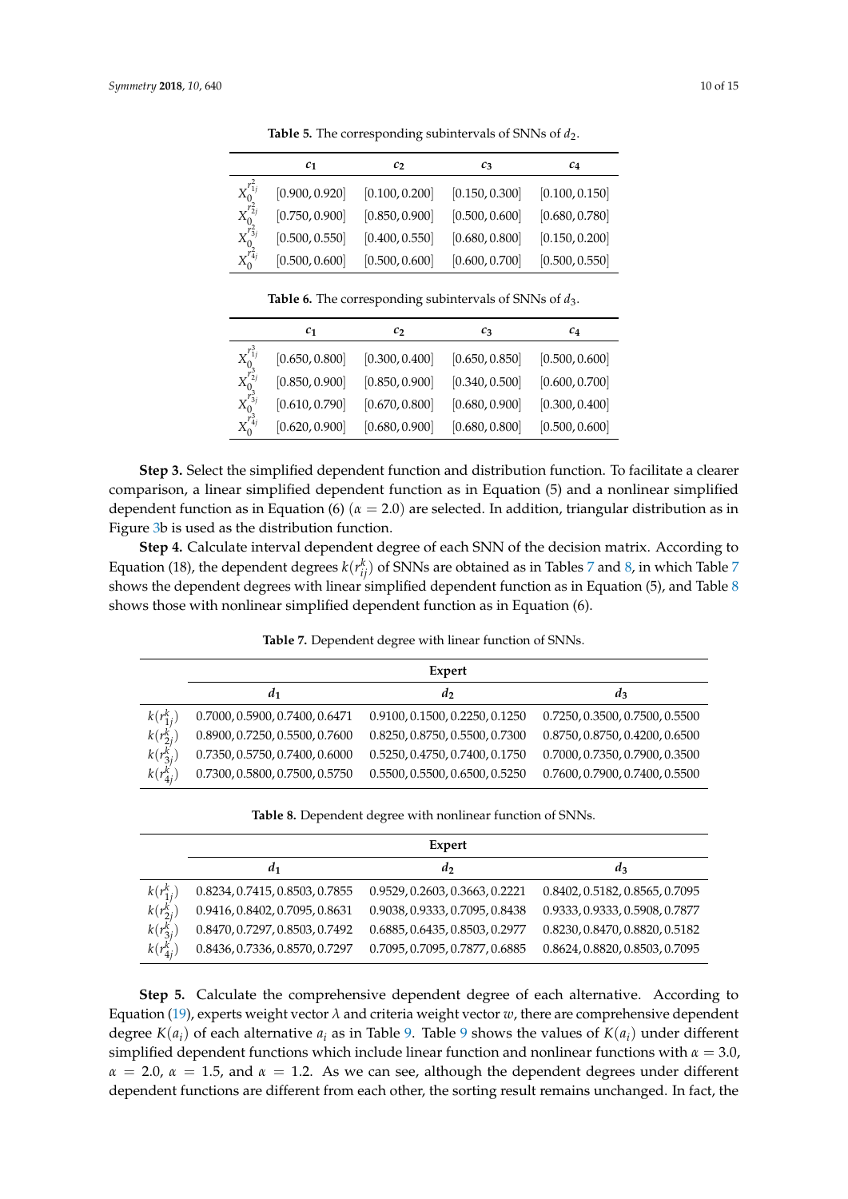**Table 5.** The corresponding subintervals of SNNs of $d_2$.

| | $c_1$ | $c_2$ | $c_3$ | $c_4$ |
|---|---|---|---|---|
| $X_0^{r_{1j}^2}$ | [0.900, 0.920] | [0.100, 0.200] | [0.150, 0.300] | [0.100, 0.150] |
| $X_0^{r_{2j}^2}$ | [0.750, 0.900] | [0.850, 0.900] | [0.500, 0.600] | [0.680, 0.780] |
| $X_0^{r_{3j}^2}$ | [0.500, 0.550] | [0.400, 0.550] | [0.680, 0.800] | [0.150, 0.200] |
| $X_0^{r_{4j}^2}$ | [0.500, 0.600] | [0.500, 0.600] | [0.600, 0.700] | [0.500, 0.550] |

**Table 6.** The corresponding subintervals of SNNs of $d_3$.

| | $c_1$ | $c_2$ | $c_3$ | $c_4$ |
|---|---|---|---|---|
| $X_0^{r_{1j}^3}$ | [0.650, 0.800] | [0.300, 0.400] | [0.650, 0.850] | [0.500, 0.600] |
| $X_0^{r_{2j}^3}$ | [0.850, 0.900] | [0.850, 0.900] | [0.340, 0.500] | [0.600, 0.700] |
| $X_0^{r_{3j}^3}$ | [0.610, 0.790] | [0.670, 0.800] | [0.680, 0.900] | [0.300, 0.400] |
| $X_0^{r_{4j}^3}$ | [0.620, 0.900] | [0.680, 0.900] | [0.680, 0.800] | [0.500, 0.600] |

**Step 3.** Select the simplified dependent function and distribution function. To facilitate a clearer comparison, a linear simplified dependent function as in Equation (5) and a nonlinear simplified dependent function as in Equation (6) ($\alpha = 2.0$) are selected. In addition, triangular distribution as in Figure 3b is used as the distribution function.

**Step 4.** Calculate interval dependent degree of each SNN of the decision matrix. According to Equation (18), the dependent degrees $k(r_{ij}^k)$ of SNNs are obtained as in Tables 7 and 8, in which Table 7 shows the dependent degrees with linear simplified dependent function as in Equation (5), and Table 8 shows those with nonlinear simplified dependent function as in Equation (6).

**Table 7.** Dependent degree with linear function of SNNs.

| | Expert | | |
|---|---|---|---|
| | $d_1$ | $d_2$ | $d_3$ |
| $k(r_{1j}^k)$ | 0.7000, 0.5900, 0.7400, 0.6471 | 0.9100, 0.1500, 0.2250, 0.1250 | 0.7250, 0.3500, 0.7500, 0.5500 |
| $k(r_{2j}^k)$ | 0.8900, 0.7250, 0.5500, 0.7600 | 0.8250, 0.8750, 0.5500, 0.7300 | 0.8750, 0.8750, 0.4200, 0.6500 |
| $k(r_{3j}^k)$ | 0.7350, 0.5750, 0.7400, 0.6000 | 0.5250, 0.4750, 0.7400, 0.1750 | 0.7000, 0.7350, 0.7900, 0.3500 |
| $k(r_{4j}^k)$ | 0.7300, 0.5800, 0.7500, 0.5750 | 0.5500, 0.5500, 0.6500, 0.5250 | 0.7600, 0.7900, 0.7400, 0.5500 |

**Table 8.** Dependent degree with nonlinear function of SNNs.

| | Expert | | |
|---|---|---|---|
| | $d_1$ | $d_2$ | $d_3$ |
| $k(r_{1j}^k)$ | 0.8234, 0.7415, 0.8503, 0.7855 | 0.9529, 0.2603, 0.3663, 0.2221 | 0.8402, 0.5182, 0.8565, 0.7095 |
| $k(r_{2j}^k)$ | 0.9416, 0.8402, 0.7095, 0.8631 | 0.9038, 0.9333, 0.7095, 0.8438 | 0.9333, 0.9333, 0.5908, 0.7877 |
| $k(r_{3j}^k)$ | 0.8470, 0.7297, 0.8503, 0.7492 | 0.6885, 0.6435, 0.8503, 0.2977 | 0.8230, 0.8470, 0.8820, 0.5182 |
| $k(r_{4j}^k)$ | 0.8436, 0.7336, 0.8570, 0.7297 | 0.7095, 0.7095, 0.7877, 0.6885 | 0.8624, 0.8820, 0.8503, 0.7095 |

**Step 5.** Calculate the comprehensive dependent degree of each alternative. According to Equation (19), experts weight vector $\lambda$ and criteria weight vector $w$, there are comprehensive dependent degree $K(a_i)$ of each alternative $a_i$ as in Table 9. Table 9 shows the values of $K(a_i)$ under different simplified dependent functions which include linear function and nonlinear functions with $\alpha = 3.0$, $\alpha = 2.0$, $\alpha = 1.5$, and $\alpha = 1.2$. As we can see, although the dependent degrees under different dependent functions are different from each other, the sorting result remains unchanged. In fact, the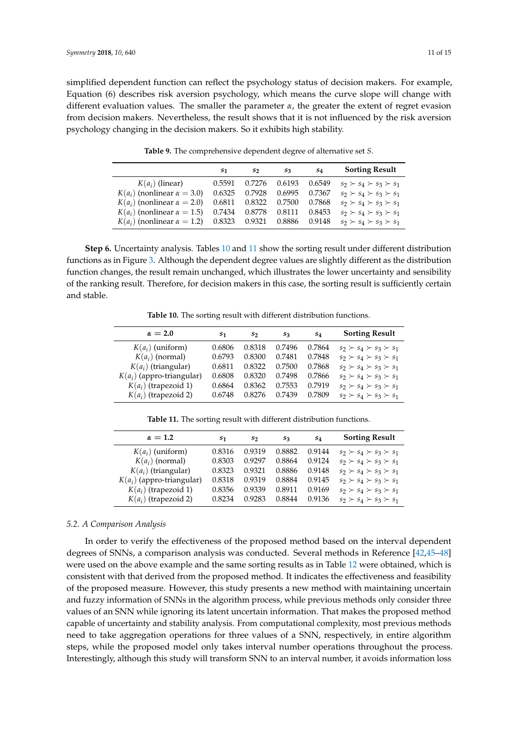simplified dependent function can reflect the psychology status of decision makers. For example, Equation (6) describes risk aversion psychology, which means the curve slope will change with different evaluation values. The smaller the parameter $\alpha$, the greater the extent of regret evasion from decision makers. Nevertheless, the result shows that it is not influenced by the risk aversion psychology changing in the decision makers. So it exhibits high stability.

**Table 9.** The comprehensive dependent degree of alternative set $S$.

| | $s_1$ | $s_2$ | $s_3$ | $s_4$ | Sorting Result |
|---|---|---|---|---|---|
| $K(a_i)$ (linear) | 0.5591 | 0.7276 | 0.6193 | 0.6549 | $s_2 \succ s_4 \succ s_3 \succ s_1$ |
| $K(a_i)$ (nonlinear $\alpha = 3.0$) | 0.6325 | 0.7928 | 0.6995 | 0.7367 | $s_2 \succ s_4 \succ s_3 \succ s_1$ |
| $K(a_i)$ (nonlinear $\alpha = 2.0$) | 0.6811 | 0.8322 | 0.7500 | 0.7868 | $s_2 \succ s_4 \succ s_3 \succ s_1$ |
| $K(a_i)$ (nonlinear $\alpha = 1.5$) | 0.7434 | 0.8778 | 0.8111 | 0.8453 | $s_2 \succ s_4 \succ s_3 \succ s_1$ |
| $K(a_i)$ (nonlinear $\alpha = 1.2$) | 0.8323 | 0.9321 | 0.8886 | 0.9148 | $s_2 \succ s_4 \succ s_3 \succ s_1$ |

**Step 6.** Uncertainty analysis. Tables 10 and 11 show the sorting result under different distribution functions as in Figure 3. Although the dependent degree values are slightly different as the distribution function changes, the result remain unchanged, which illustrates the lower uncertainty and sensibility of the ranking result. Therefore, for decision makers in this case, the sorting result is sufficiently certain and stable.

**Table 10.** The sorting result with different distribution functions.

| $\alpha = 2.0$ | $s_1$ | $s_2$ | $s_3$ | $s_4$ | Sorting Result |
|---|---|---|---|---|---|
| $K(a_i)$ (uniform) | 0.6806 | 0.8318 | 0.7496 | 0.7864 | $s_2 \succ s_4 \succ s_3 \succ s_1$ |
| $K(a_i)$ (normal) | 0.6793 | 0.8300 | 0.7481 | 0.7848 | $s_2 \succ s_4 \succ s_3 \succ s_1$ |
| $K(a_i)$ (triangular) | 0.6811 | 0.8322 | 0.7500 | 0.7868 | $s_2 \succ s_4 \succ s_3 \succ s_1$ |
| $K(a_i)$ (appro-triangular) | 0.6808 | 0.8320 | 0.7498 | 0.7866 | $s_2 \succ s_4 \succ s_3 \succ s_1$ |
| $K(a_i)$ (trapezoid 1) | 0.6864 | 0.8362 | 0.7553 | 0.7919 | $s_2 \succ s_4 \succ s_3 \succ s_1$ |
| $K(a_i)$ (trapezoid 2) | 0.6748 | 0.8276 | 0.7439 | 0.7809 | $s_2 \succ s_4 \succ s_3 \succ s_1$ |

**Table 11.** The sorting result with different distribution functions.

| $\alpha = 1.2$ | $s_1$ | $s_2$ | $s_3$ | $s_4$ | Sorting Result |
|---|---|---|---|---|---|
| $K(a_i)$ (uniform) | 0.8316 | 0.9319 | 0.8882 | 0.9144 | $s_2 \succ s_4 \succ s_3 \succ s_1$ |
| $K(a_i)$ (normal) | 0.8303 | 0.9297 | 0.8864 | 0.9124 | $s_2 \succ s_4 \succ s_3 \succ s_1$ |
| $K(a_i)$ (triangular) | 0.8323 | 0.9321 | 0.8886 | 0.9148 | $s_2 \succ s_4 \succ s_3 \succ s_1$ |
| $K(a_i)$ (appro-triangular) | 0.8318 | 0.9319 | 0.8884 | 0.9145 | $s_2 \succ s_4 \succ s_3 \succ s_1$ |
| $K(a_i)$ (trapezoid 1) | 0.8356 | 0.9339 | 0.8911 | 0.9169 | $s_2 \succ s_4 \succ s_3 \succ s_1$ |
| $K(a_i)$ (trapezoid 2) | 0.8234 | 0.9283 | 0.8844 | 0.9136 | $s_2 \succ s_4 \succ s_3 \succ s_1$ |

### *5.2. A Comparison Analysis*

In order to verify the effectiveness of the proposed method based on the interval dependent degrees of SNNs, a comparison analysis was conducted. Several methods in Reference [42,45–48] were used on the above example and the same sorting results as in Table 12 were obtained, which is consistent with that derived from the proposed method. It indicates the effectiveness and feasibility of the proposed measure. However, this study presents a new method with maintaining uncertain and fuzzy information of SNNs in the algorithm process, while previous methods only consider three values of an SNN while ignoring its latent uncertain information. That makes the proposed method capable of uncertainty and stability analysis. From computational complexity, most previous methods need to take aggregation operations for three values of a SNN, respectively, in entire algorithm steps, while the proposed model only takes interval number operations throughout the process. Interestingly, although this study will transform SNN to an interval number, it avoids information loss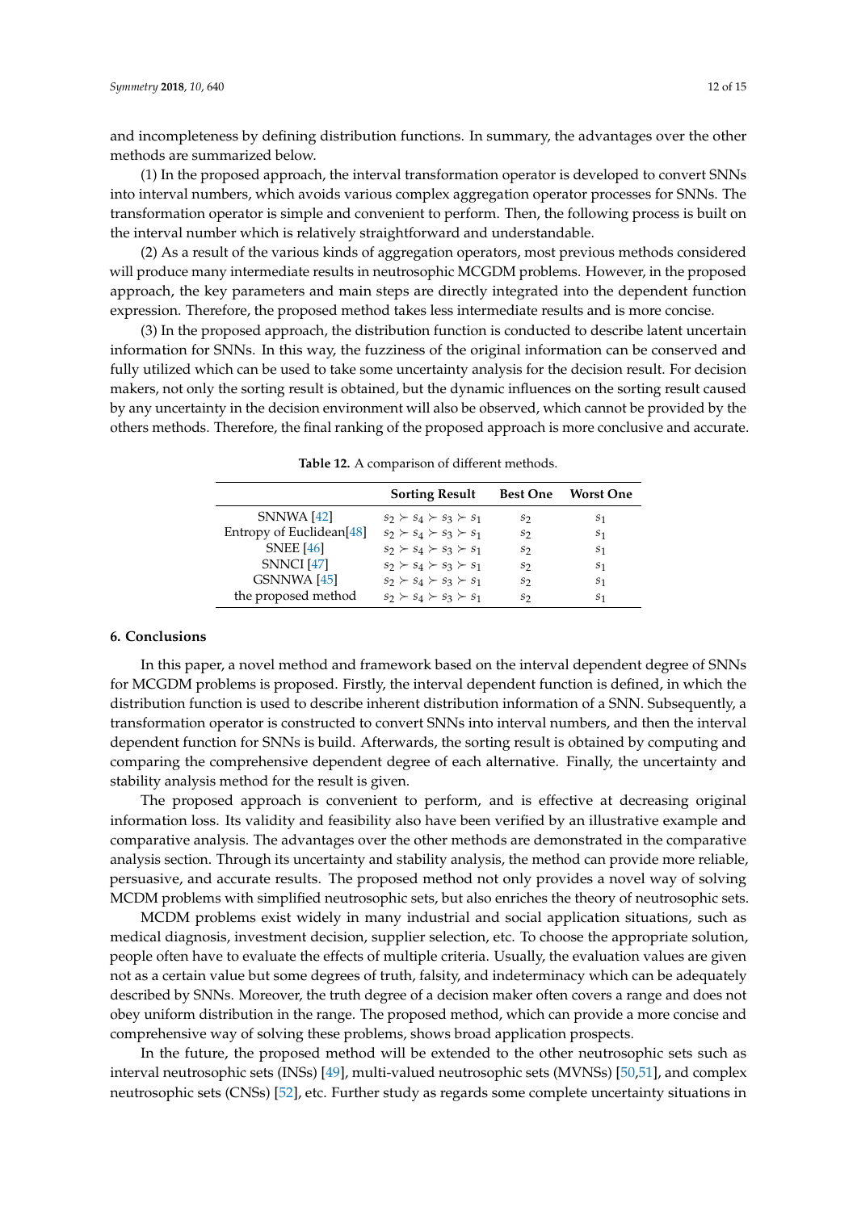and incompleteness by defining distribution functions. In summary, the advantages over the other methods are summarized below.

(1) In the proposed approach, the interval transformation operator is developed to convert SNNs into interval numbers, which avoids various complex aggregation operator processes for SNNs. The transformation operator is simple and convenient to perform. Then, the following process is built on the interval number which is relatively straightforward and understandable.

(2) As a result of the various kinds of aggregation operators, most previous methods considered will produce many intermediate results in neutrosophic MCGDM problems. However, in the proposed approach, the key parameters and main steps are directly integrated into the dependent function expression. Therefore, the proposed method takes less intermediate results and is more concise.

(3) In the proposed approach, the distribution function is conducted to describe latent uncertain information for SNNs. In this way, the fuzziness of the original information can be conserved and fully utilized which can be used to take some uncertainty analysis for the decision result. For decision makers, not only the sorting result is obtained, but the dynamic influences on the sorting result caused by any uncertainty in the decision environment will also be observed, which cannot be provided by the others methods. Therefore, the final ranking of the proposed approach is more conclusive and accurate.

**Table 12.** A comparison of different methods.

| | Sorting Result | Best One | Worst One |
|---|---|---|---|
| SNNWA [42] | $s_2 \succ s_4 \succ s_3 \succ s_1$ | $s_2$ | $s_1$ |
| Entropy of Euclidean[48] | $s_2 \succ s_4 \succ s_3 \succ s_1$ | $s_2$ | $s_1$ |
| SNEE [46] | $s_2 \succ s_4 \succ s_3 \succ s_1$ | $s_2$ | $s_1$ |
| SNNCI [47] | $s_2 \succ s_4 \succ s_3 \succ s_1$ | $s_2$ | $s_1$ |
| GSNNWA [45] | $s_2 \succ s_4 \succ s_3 \succ s_1$ | $s_2$ | $s_1$ |
| the proposed method | $s_2 \succ s_4 \succ s_3 \succ s_1$ | $s_2$ | $s_1$ |

## 6. Conclusions

In this paper, a novel method and framework based on the interval dependent degree of SNNs for MCGDM problems is proposed. Firstly, the interval dependent function is defined, in which the distribution function is used to describe inherent distribution information of a SNN. Subsequently, a transformation operator is constructed to convert SNNs into interval numbers, and then the interval dependent function for SNNs is build. Afterwards, the sorting result is obtained by computing and comparing the comprehensive dependent degree of each alternative. Finally, the uncertainty and stability analysis method for the result is given.

The proposed approach is convenient to perform, and is effective at decreasing original information loss. Its validity and feasibility also have been verified by an illustrative example and comparative analysis. The advantages over the other methods are demonstrated in the comparative analysis section. Through its uncertainty and stability analysis, the method can provide more reliable, persuasive, and accurate results. The proposed method not only provides a novel way of solving MCDM problems with simplified neutrosophic sets, but also enriches the theory of neutrosophic sets.

MCDM problems exist widely in many industrial and social application situations, such as medical diagnosis, investment decision, supplier selection, etc. To choose the appropriate solution, people often have to evaluate the effects of multiple criteria. Usually, the evaluation values are given not as a certain value but some degrees of truth, falsity, and indeterminacy which can be adequately described by SNNs. Moreover, the truth degree of a decision maker often covers a range and does not obey uniform distribution in the range. The proposed method, which can provide a more concise and comprehensive way of solving these problems, shows broad application prospects.

In the future, the proposed method will be extended to the other neutrosophic sets such as interval neutrosophic sets (INSs) [49], multi-valued neutrosophic sets (MVNSs) [50,51], and complex neutrosophic sets (CNSs) [52], etc. Further study as regards some complete uncertainty situations in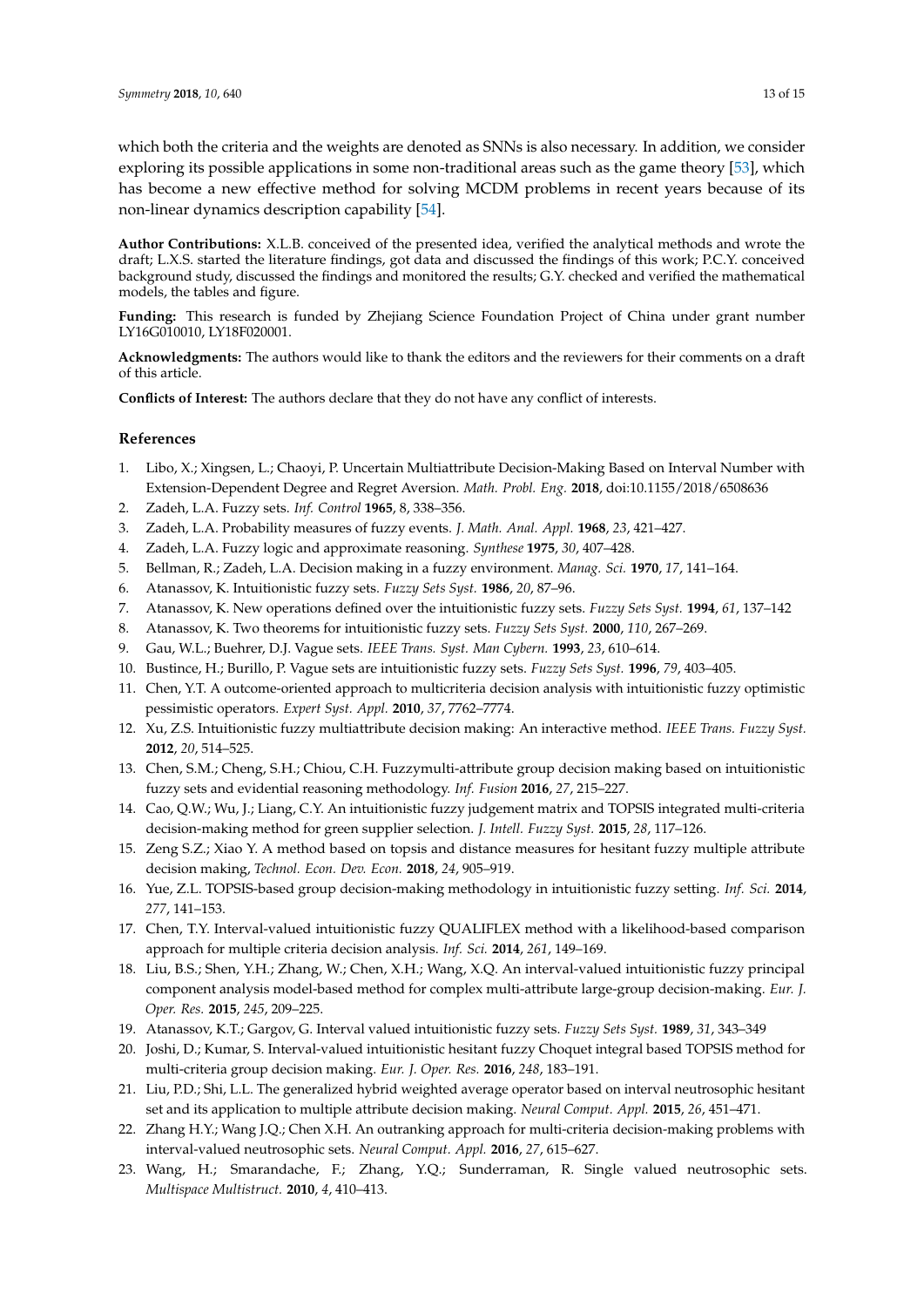which both the criteria and the weights are denoted as SNNs is also necessary. In addition, we consider exploring its possible applications in some non-traditional areas such as the game theory [53], which has become a new effective method for solving MCDM problems in recent years because of its non-linear dynamics description capability [54].

**Author Contributions:** X.L.B. conceived of the presented idea, verified the analytical methods and wrote the draft; L.X.S. started the literature findings, got data and discussed the findings of this work; P.C.Y. conceived background study, discussed the findings and monitored the results; G.Y. checked and verified the mathematical models, the tables and figure.

**Funding:** This research is funded by Zhejiang Science Foundation Project of China under grant number LY16G010010, LY18F020001.

**Acknowledgments:** The authors would like to thank the editors and the reviewers for their comments on a draft of this article.

**Conflicts of Interest:** The authors declare that they do not have any conflict of interests.

## References

1. Libo, X.; Xingsen, L.; Chaoyi, P. Uncertain Multiattribute Decision-Making Based on Interval Number with Extension-Dependent Degree and Regret Aversion. *Math. Probl. Eng.* **2018**, doi:10.1155/2018/6508636
2. Zadeh, L.A. Fuzzy sets. *Inf. Control* **1965**, 8, 338–356.
3. Zadeh, L.A. Probability measures of fuzzy events. *J. Math. Anal. Appl.* **1968**, *23*, 421–427.
4. Zadeh, L.A. Fuzzy logic and approximate reasoning. *Synthese* **1975**, *30*, 407–428.
5. Bellman, R.; Zadeh, L.A. Decision making in a fuzzy environment. *Manag. Sci.* **1970**, *17*, 141–164.
6. Atanassov, K. Intuitionistic fuzzy sets. *Fuzzy Sets Syst.* **1986**, *20*, 87–96.
7. Atanassov, K. New operations defined over the intuitionistic fuzzy sets. *Fuzzy Sets Syst.* **1994**, *61*, 137–142
8. Atanassov, K. Two theorems for intuitionistic fuzzy sets. *Fuzzy Sets Syst.* **2000**, *110*, 267–269.
9. Gau, W.L.; Buehrer, D.J. Vague sets. *IEEE Trans. Syst. Man Cybern.* **1993**, *23*, 610–614.
10. Bustince, H.; Burillo, P. Vague sets are intuitionistic fuzzy sets. *Fuzzy Sets Syst.* **1996**, *79*, 403–405.
11. Chen, Y.T. A outcome-oriented approach to multicriteria decision analysis with intuitionistic fuzzy optimistic pessimistic operators. *Expert Syst. Appl.* **2010**, *37*, 7762–7774.
12. Xu, Z.S. Intuitionistic fuzzy multiattribute decision making: An interactive method. *IEEE Trans. Fuzzy Syst.* **2012**, *20*, 514–525.
13. Chen, S.M.; Cheng, S.H.; Chiou, C.H. Fuzzymulti-attribute group decision making based on intuitionistic fuzzy sets and evidential reasoning methodology. *Inf. Fusion* **2016**, *27*, 215–227.
14. Cao, Q.W.; Wu, J.; Liang, C.Y. An intuitionistic fuzzy judgement matrix and TOPSIS integrated multi-criteria decision-making method for green supplier selection. *J. Intell. Fuzzy Syst.* **2015**, *28*, 117–126.
15. Zeng S.Z.; Xiao Y. A method based on topsis and distance measures for hesitant fuzzy multiple attribute decision making, *Technol. Econ. Dev. Econ.* **2018**, *24*, 905–919.
16. Yue, Z.L. TOPSIS-based group decision-making methodology in intuitionistic fuzzy setting. *Inf. Sci.* **2014**, *277*, 141–153.
17. Chen, T.Y. Interval-valued intuitionistic fuzzy QUALIFLEX method with a likelihood-based comparison approach for multiple criteria decision analysis. *Inf. Sci.* **2014**, *261*, 149–169.
18. Liu, B.S.; Shen, Y.H.; Zhang, W.; Chen, X.H.; Wang, X.Q. An interval-valued intuitionistic fuzzy principal component analysis model-based method for complex multi-attribute large-group decision-making. *Eur. J. Oper. Res.* **2015**, *245*, 209–225.
19. Atanassov, K.T.; Gargov, G. Interval valued intuitionistic fuzzy sets. *Fuzzy Sets Syst.* **1989**, *31*, 343–349
20. Joshi, D.; Kumar, S. Interval-valued intuitionistic hesitant fuzzy Choquet integral based TOPSIS method for multi-criteria group decision making. *Eur. J. Oper. Res.* **2016**, *248*, 183–191.
21. Liu, P.D.; Shi, L.L. The generalized hybrid weighted average operator based on interval neutrosophic hesitant set and its application to multiple attribute decision making. *Neural Comput. Appl.* **2015**, *26*, 451–471.
22. Zhang H.Y.; Wang J.Q.; Chen X.H. An outranking approach for multi-criteria decision-making problems with interval-valued neutrosophic sets. *Neural Comput. Appl.* **2016**, *27*, 615–627.
23. Wang, H.; Smarandache, F.; Zhang, Y.Q.; Sunderraman, R. Single valued neutrosophic sets. *Multispace Multistruct.* **2010**, *4*, 410–413.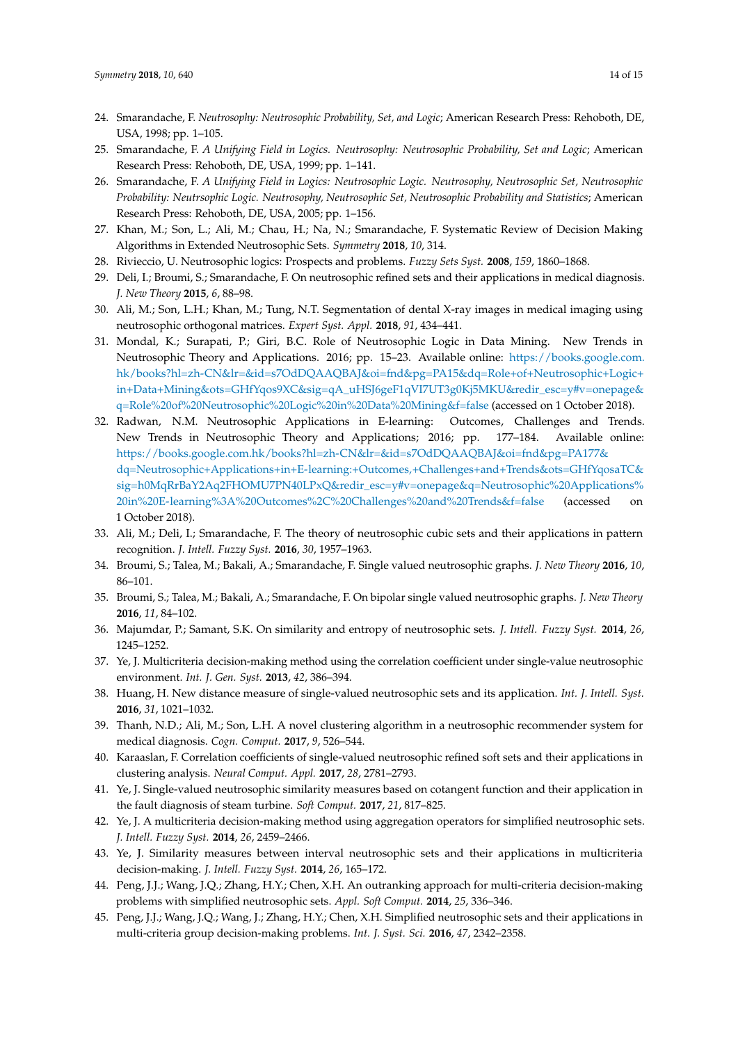24. Smarandache, F. *Neutrosophy: Neutrosophic Probability, Set, and Logic*; American Research Press: Rehoboth, DE, USA, 1998; pp. 1–105.
25. Smarandache, F. *A Unifying Field in Logics. Neutrosophy: Neutrosophic Probability, Set and Logic*; American Research Press: Rehoboth, DE, USA, 1999; pp. 1–141.
26. Smarandache, F. *A Unifying Field in Logics: Neutrosophic Logic. Neutrosophy, Neutrosophic Set, Neutrosophic Probability: Neutrsophic Logic. Neutrosophy, Neutrosophic Set, Neutrosophic Probability and Statistics*; American Research Press: Rehoboth, DE, USA, 2005; pp. 1–156.
27. Khan, M.; Son, L.; Ali, M.; Chau, H.; Na, N.; Smarandache, F. Systematic Review of Decision Making Algorithms in Extended Neutrosophic Sets. *Symmetry* **2018**, *10*, 314.
28. Rivieccio, U. Neutrosophic logics: Prospects and problems. *Fuzzy Sets Syst.* **2008**, *159*, 1860–1868.
29. Deli, I.; Broumi, S.; Smarandache, F. On neutrosophic refined sets and their applications in medical diagnosis. *J. New Theory* **2015**, *6*, 88–98.
30. Ali, M.; Son, L.H.; Khan, M.; Tung, N.T. Segmentation of dental X-ray images in medical imaging using neutrosophic orthogonal matrices. *Expert Syst. Appl.* **2018**, *91*, 434–441.
31. Mondal, K.; Surapati, P.; Giri, B.C. Role of Neutrosophic Logic in Data Mining. New Trends in Neutrosophic Theory and Applications. 2016; pp. 15–23. Available online: https://books.google.com.hk/books?hl=zh-CN&lr=&id=s7OdDQAAQBAJ&oi=fnd&pg=PA15&dq=Role+of+Neutrosophic+Logic+in+Data+Mining&ots=GHfYqos9XC&sig=qA_uHSJ6geF1qVI7UT3g0Kj5MKU&redir_esc=y#v=onepage&q=Role%20of%20Neutrosophic%20Logic%20in%20Data%20Mining&f=false (accessed on 1 October 2018).
32. Radwan, N.M. Neutrosophic Applications in E-learning: Outcomes, Challenges and Trends. New Trends in Neutrosophic Theory and Applications; 2016; pp. 177–184. Available online: https://books.google.com.hk/books?hl=zh-CN&lr=&id=s7OdDQAAQBAJ&oi=fnd&pg=PA177&dq=Neutrosophic+Applications+in+E-learning:+Outcomes,+Challenges+and+Trends&ots=GHfYqosaTC&sig=h0MqRrBaY2Aq2FHOMU7PN40LPxQ&redir_esc=y#v=onepage&q=Neutrosophic%20Applications%20in%20E-learning%3A%20Outcomes%2C%20Challenges%20and%20Trends&f=false (accessed on 1 October 2018).
33. Ali, M.; Deli, I.; Smarandache, F. The theory of neutrosophic cubic sets and their applications in pattern recognition. *J. Intell. Fuzzy Syst.* **2016**, *30*, 1957–1963.
34. Broumi, S.; Talea, M.; Bakali, A.; Smarandache, F. Single valued neutrosophic graphs. *J. New Theory* **2016**, *10*, 86–101.
35. Broumi, S.; Talea, M.; Bakali, A.; Smarandache, F. On bipolar single valued neutrosophic graphs. *J. New Theory* **2016**, *11*, 84–102.
36. Majumdar, P.; Samant, S.K. On similarity and entropy of neutrosophic sets. *J. Intell. Fuzzy Syst.* **2014**, *26*, 1245–1252.
37. Ye, J. Multicriteria decision-making method using the correlation coefficient under single-value neutrosophic environment. *Int. J. Gen. Syst.* **2013**, *42*, 386–394.
38. Huang, H. New distance measure of single-valued neutrosophic sets and its application. *Int. J. Intell. Syst.* **2016**, *31*, 1021–1032.
39. Thanh, N.D.; Ali, M.; Son, L.H. A novel clustering algorithm in a neutrosophic recommender system for medical diagnosis. *Cogn. Comput.* **2017**, *9*, 526–544.
40. Karaaslan, F. Correlation coefficients of single-valued neutrosophic refined soft sets and their applications in clustering analysis. *Neural Comput. Appl.* **2017**, *28*, 2781–2793.
41. Ye, J. Single-valued neutrosophic similarity measures based on cotangent function and their application in the fault diagnosis of steam turbine. *Soft Comput.* **2017**, *21*, 817–825.
42. Ye, J. A multicriteria decision-making method using aggregation operators for simplified neutrosophic sets. *J. Intell. Fuzzy Syst.* **2014**, *26*, 2459–2466.
43. Ye, J. Similarity measures between interval neutrosophic sets and their applications in multicriteria decision-making. *J. Intell. Fuzzy Syst.* **2014**, *26*, 165–172.
44. Peng, J.J.; Wang, J.Q.; Zhang, H.Y.; Chen, X.H. An outranking approach for multi-criteria decision-making problems with simplified neutrosophic sets. *Appl. Soft Comput.* **2014**, *25*, 336–346.
45. Peng, J.J.; Wang, J.Q.; Wang, J.; Zhang, H.Y.; Chen, X.H. Simplified neutrosophic sets and their applications in multi-criteria group decision-making problems. *Int. J. Syst. Sci.* **2016**, *47*, 2342–2358.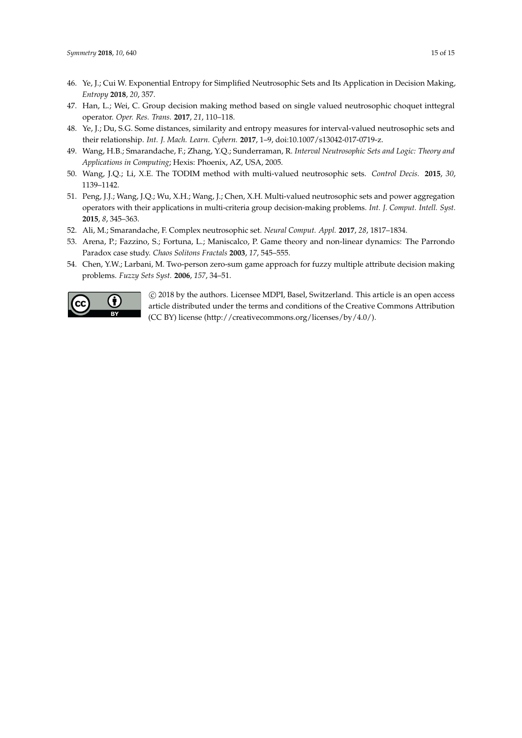46. Ye, J.; Cui W. Exponential Entropy for Simplified Neutrosophic Sets and Its Application in Decision Making, *Entropy* **2018**, *20*, 357.
47. Han, L.; Wei, C. Group decision making method based on single valued neutrosophic choquet inttegral operator. *Oper. Res. Trans.* **2017**, *21*, 110–118.
48. Ye, J.; Du, S.G. Some distances, similarity and entropy measures for interval-valued neutrosophic sets and their relationship. *Int. J. Mach. Learn. Cybern.* **2017**, 1–9, doi:10.1007/s13042-017-0719-z.
49. Wang, H.B.; Smarandache, F.; Zhang, Y.Q.; Sunderraman, R. *Interval Neutrosophic Sets and Logic: Theory and Applications in Computing*; Hexis: Phoenix, AZ, USA, 2005.
50. Wang, J.Q.; Li, X.E. The TODIM method with multi-valued neutrosophic sets. *Control Decis.* **2015**, *30*, 1139–1142.
51. Peng, J.J.; Wang, J.Q.; Wu, X.H.; Wang, J.; Chen, X.H. Multi-valued neutrosophic sets and power aggregation operators with their applications in multi-criteria group decision-making problems. *Int. J. Comput. Intell. Syst.* **2015**, *8*, 345–363.
52. Ali, M.; Smarandache, F. Complex neutrosophic set. *Neural Comput. Appl.* **2017**, *28*, 1817–1834.
53. Arena, P.; Fazzino, S.; Fortuna, L.; Maniscalco, P. Game theory and non-linear dynamics: The Parrondo Paradox case study. *Chaos Solitons Fractals* **2003**, *17*, 545–555.
54. Chen, Y.W.; Larbani, M. Two-person zero-sum game approach for fuzzy multiple attribute decision making problems. *Fuzzy Sets Syst.* **2006**, *157*, 34–51.

© 2018 by the authors. Licensee MDPI, Basel, Switzerland. This article is an open access article distributed under the terms and conditions of the Creative Commons Attribution (CC BY) license (http://creativecommons.org/licenses/by/4.0/).